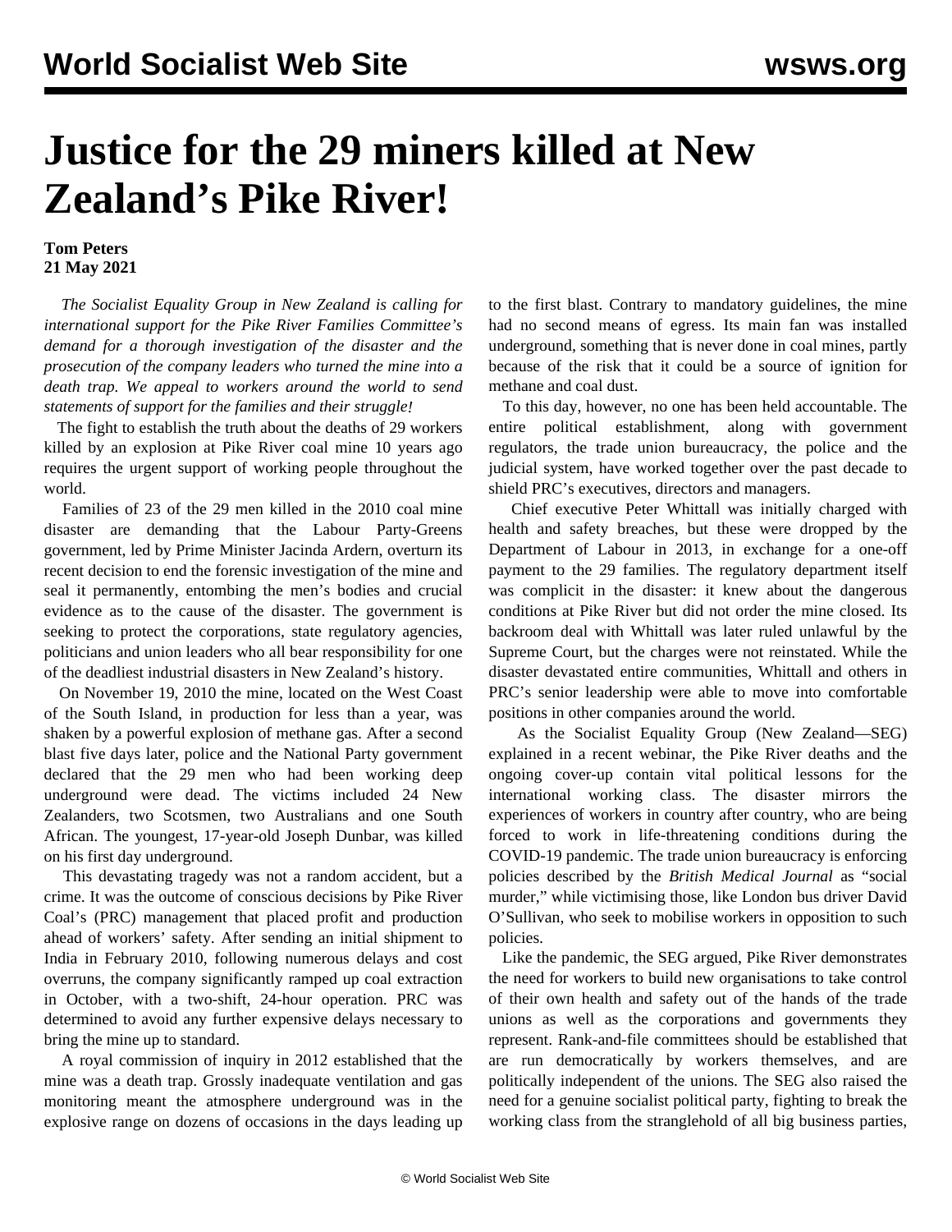# Justice for the 29 miners killed at New Zealand's Pike River!

**Tom Peters**
**21 May 2021**

*The Socialist Equality Group in New Zealand is calling for international support for the Pike River Families Committee's demand for a thorough investigation of the disaster and the prosecution of the company leaders who turned the mine into a death trap. We appeal to workers around the world to send statements of support for the families and their struggle!*

The fight to establish the truth about the deaths of 29 workers killed by an explosion at Pike River coal mine 10 years ago requires the urgent support of working people throughout the world.

Families of 23 of the 29 men killed in the 2010 coal mine disaster are demanding that the Labour Party-Greens government, led by Prime Minister Jacinda Ardern, overturn its recent decision to end the forensic investigation of the mine and seal it permanently, entombing the men's bodies and crucial evidence as to the cause of the disaster. The government is seeking to protect the corporations, state regulatory agencies, politicians and union leaders who all bear responsibility for one of the deadliest industrial disasters in New Zealand's history.

On November 19, 2010 the mine, located on the West Coast of the South Island, in production for less than a year, was shaken by a powerful explosion of methane gas. After a second blast five days later, police and the National Party government declared that the 29 men who had been working deep underground were dead. The victims included 24 New Zealanders, two Scotsmen, two Australians and one South African. The youngest, 17-year-old Joseph Dunbar, was killed on his first day underground.

This devastating tragedy was not a random accident, but a crime. It was the outcome of conscious decisions by Pike River Coal's (PRC) management that placed profit and production ahead of workers' safety. After sending an initial shipment to India in February 2010, following numerous delays and cost overruns, the company significantly ramped up coal extraction in October, with a two-shift, 24-hour operation. PRC was determined to avoid any further expensive delays necessary to bring the mine up to standard.

A royal commission of inquiry in 2012 established that the mine was a death trap. Grossly inadequate ventilation and gas monitoring meant the atmosphere underground was in the explosive range on dozens of occasions in the days leading up to the first blast. Contrary to mandatory guidelines, the mine had no second means of egress. Its main fan was installed underground, something that is never done in coal mines, partly because of the risk that it could be a source of ignition for methane and coal dust.

To this day, however, no one has been held accountable. The entire political establishment, along with government regulators, the trade union bureaucracy, the police and the judicial system, have worked together over the past decade to shield PRC's executives, directors and managers.

Chief executive Peter Whittall was initially charged with health and safety breaches, but these were dropped by the Department of Labour in 2013, in exchange for a one-off payment to the 29 families. The regulatory department itself was complicit in the disaster: it knew about the dangerous conditions at Pike River but did not order the mine closed. Its backroom deal with Whittall was later ruled unlawful by the Supreme Court, but the charges were not reinstated. While the disaster devastated entire communities, Whittall and others in PRC's senior leadership were able to move into comfortable positions in other companies around the world.

As the Socialist Equality Group (New Zealand—SEG) explained in a recent webinar, the Pike River deaths and the ongoing cover-up contain vital political lessons for the international working class. The disaster mirrors the experiences of workers in country after country, who are being forced to work in life-threatening conditions during the COVID-19 pandemic. The trade union bureaucracy is enforcing policies described by the *British Medical Journal* as "social murder," while victimising those, like London bus driver David O'Sullivan, who seek to mobilise workers in opposition to such policies.

Like the pandemic, the SEG argued, Pike River demonstrates the need for workers to build new organisations to take control of their own health and safety out of the hands of the trade unions as well as the corporations and governments they represent. Rank-and-file committees should be established that are run democratically by workers themselves, and are politically independent of the unions. The SEG also raised the need for a genuine socialist political party, fighting to break the working class from the stranglehold of all big business parties,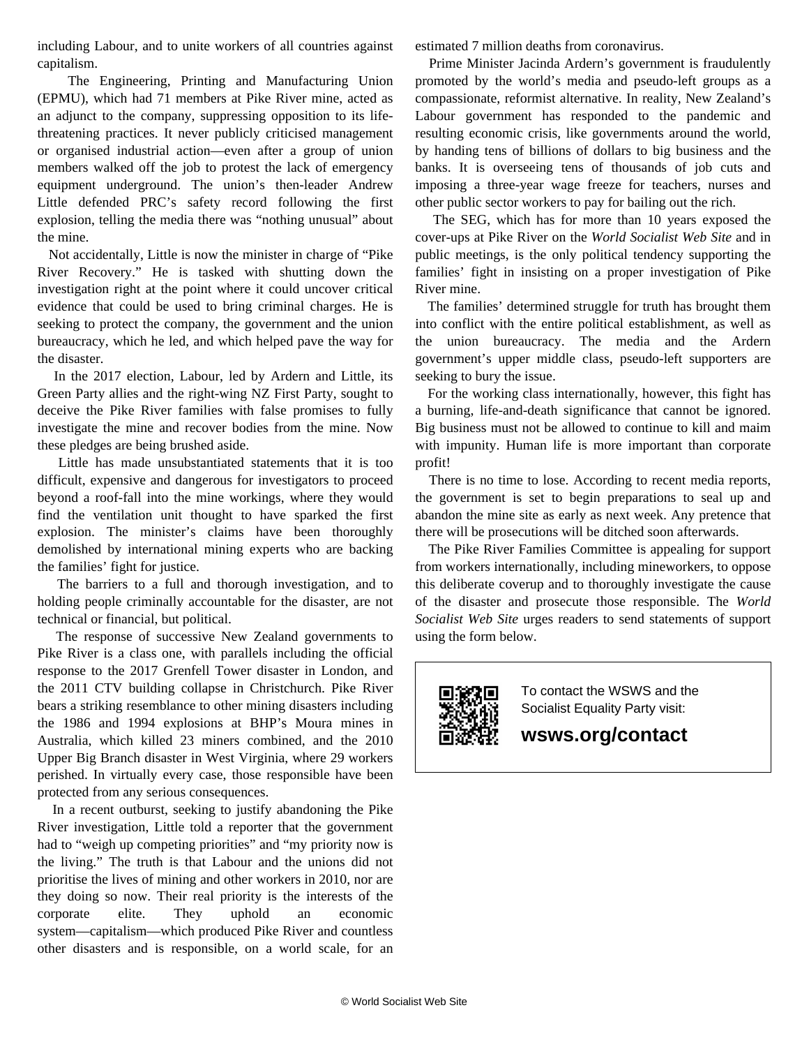including Labour, and to unite workers of all countries against capitalism.

The Engineering, Printing and Manufacturing Union (EPMU), which had 71 members at Pike River mine, acted as an adjunct to the company, suppressing opposition to its life-threatening practices. It never publicly criticised management or organised industrial action—even after a group of union members walked off the job to protest the lack of emergency equipment underground. The union's then-leader Andrew Little defended PRC's safety record following the first explosion, telling the media there was "nothing unusual" about the mine.

Not accidentally, Little is now the minister in charge of "Pike River Recovery." He is tasked with shutting down the investigation right at the point where it could uncover critical evidence that could be used to bring criminal charges. He is seeking to protect the company, the government and the union bureaucracy, which he led, and which helped pave the way for the disaster.

In the 2017 election, Labour, led by Ardern and Little, its Green Party allies and the right-wing NZ First Party, sought to deceive the Pike River families with false promises to fully investigate the mine and recover bodies from the mine. Now these pledges are being brushed aside.

Little has made unsubstantiated statements that it is too difficult, expensive and dangerous for investigators to proceed beyond a roof-fall into the mine workings, where they would find the ventilation unit thought to have sparked the first explosion. The minister's claims have been thoroughly demolished by international mining experts who are backing the families' fight for justice.

The barriers to a full and thorough investigation, and to holding people criminally accountable for the disaster, are not technical or financial, but political.

The response of successive New Zealand governments to Pike River is a class one, with parallels including the official response to the 2017 Grenfell Tower disaster in London, and the 2011 CTV building collapse in Christchurch. Pike River bears a striking resemblance to other mining disasters including the 1986 and 1994 explosions at BHP's Moura mines in Australia, which killed 23 miners combined, and the 2010 Upper Big Branch disaster in West Virginia, where 29 workers perished. In virtually every case, those responsible have been protected from any serious consequences.

In a recent outburst, seeking to justify abandoning the Pike River investigation, Little told a reporter that the government had to "weigh up competing priorities" and "my priority now is the living." The truth is that Labour and the unions did not prioritise the lives of mining and other workers in 2010, nor are they doing so now. Their real priority is the interests of the corporate elite. They uphold an economic system—capitalism—which produced Pike River and countless other disasters and is responsible, on a world scale, for an estimated 7 million deaths from coronavirus.

Prime Minister Jacinda Ardern's government is fraudulently promoted by the world's media and pseudo-left groups as a compassionate, reformist alternative. In reality, New Zealand's Labour government has responded to the pandemic and resulting economic crisis, like governments around the world, by handing tens of billions of dollars to big business and the banks. It is overseeing tens of thousands of job cuts and imposing a three-year wage freeze for teachers, nurses and other public sector workers to pay for bailing out the rich.

The SEG, which has for more than 10 years exposed the cover-ups at Pike River on the *World Socialist Web Site* and in public meetings, is the only political tendency supporting the families' fight in insisting on a proper investigation of Pike River mine.

The families' determined struggle for truth has brought them into conflict with the entire political establishment, as well as the union bureaucracy. The media and the Ardern government's upper middle class, pseudo-left supporters are seeking to bury the issue.

For the working class internationally, however, this fight has a burning, life-and-death significance that cannot be ignored. Big business must not be allowed to continue to kill and maim with impunity. Human life is more important than corporate profit!

There is no time to lose. According to recent media reports, the government is set to begin preparations to seal up and abandon the mine site as early as next week. Any pretence that there will be prosecutions will be ditched soon afterwards.

The Pike River Families Committee is appealing for support from workers internationally, including mineworkers, to oppose this deliberate coverup and to thoroughly investigate the cause of the disaster and prosecute those responsible. The *World Socialist Web Site* urges readers to send statements of support using the form below.

To contact the WSWS and the Socialist Equality Party visit:

**wsws.org/contact**